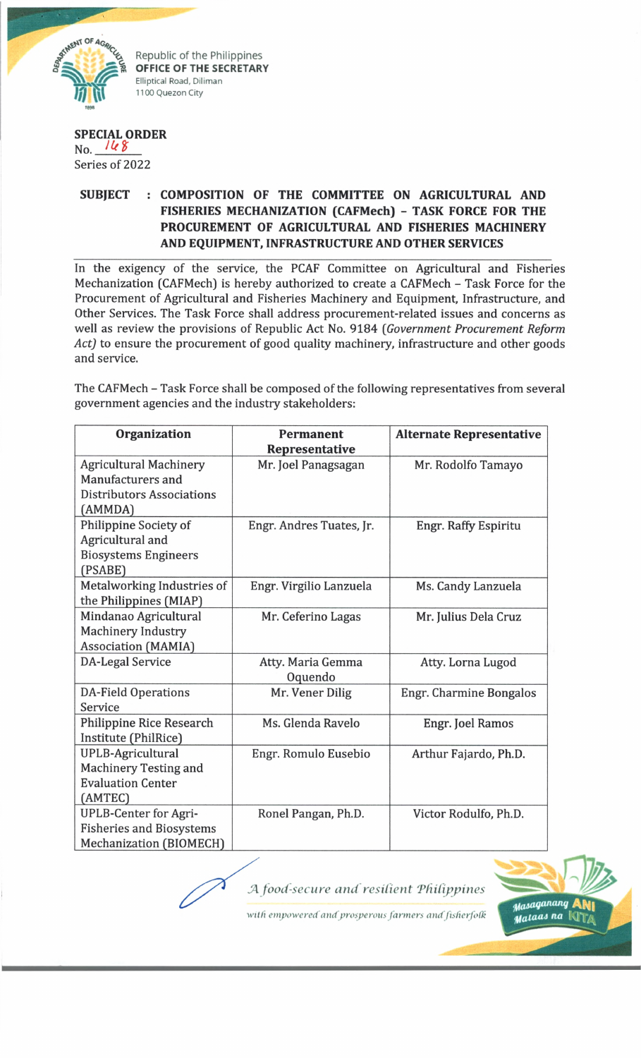Republic of the Philippines
**OFFICE OF THE SECRETARY**
Elliptical Road, Diliman
1100 Quezon City

**SPECIAL ORDER**
No. 168
Series of 2022

**SUBJECT : COMPOSITION OF THE COMMITTEE ON AGRICULTURAL AND FISHERIES MECHANIZATION (CAFMech) – TASK FORCE FOR THE PROCUREMENT OF AGRICULTURAL AND FISHERIES MACHINERY AND EQUIPMENT, INFRASTRUCTURE AND OTHER SERVICES**

In the exigency of the service, the PCAF Committee on Agricultural and Fisheries Mechanization (CAFMech) is hereby authorized to create a CAFMech – Task Force for the Procurement of Agricultural and Fisheries Machinery and Equipment, Infrastructure, and Other Services. The Task Force shall address procurement-related issues and concerns as well as review the provisions of Republic Act No. 9184 (*Government Procurement Reform Act*) to ensure the procurement of good quality machinery, infrastructure and other goods and service.

The CAFMech – Task Force shall be composed of the following representatives from several government agencies and the industry stakeholders:

| Organization | Permanent Representative | Alternate Representative |
|---|---|---|
| Agricultural Machinery Manufacturers and Distributors Associations (AMMDA) | Mr. Joel Panagsagan | Mr. Rodolfo Tamayo |
| Philippine Society of Agricultural and Biosystems Engineers (PSABE) | Engr. Andres Tuates, Jr. | Engr. Raffy Espiritu |
| Metalworking Industries of the Philippines (MIAP) | Engr. Virgilio Lanzuela | Ms. Candy Lanzuela |
| Mindanao Agricultural Machinery Industry Association (MAMIA) | Mr. Ceferino Lagas | Mr. Julius Dela Cruz |
| DA-Legal Service | Atty. Maria Gemma Oquendo | Atty. Lorna Lugod |
| DA-Field Operations Service | Mr. Vener Dilig | Engr. Charmine Bongalos |
| Philippine Rice Research Institute (PhilRice) | Ms. Glenda Ravelo | Engr. Joel Ramos |
| UPLB-Agricultural Machinery Testing and Evaluation Center (AMTEC) | Engr. Romulo Eusebio | Arthur Fajardo, Ph.D. |
| UPLB-Center for Agri-Fisheries and Biosystems Mechanization (BIOMECH) | Ronel Pangan, Ph.D. | Victor Rodulfo, Ph.D. |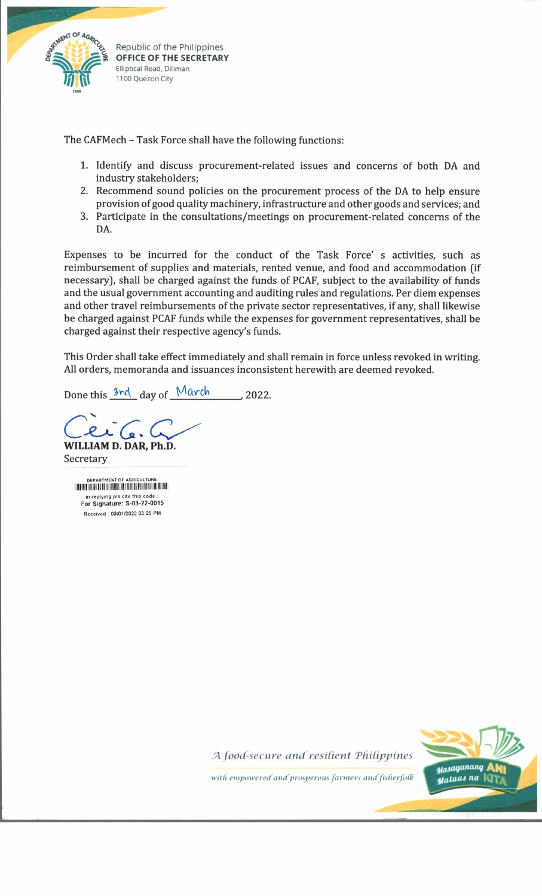The CAFMech – Task Force shall have the following functions:

1. Identify and discuss procurement-related issues and concerns of both DA and industry stakeholders;
2. Recommend sound policies on the procurement process of the DA to help ensure provision of good quality machinery, infrastructure and other goods and services; and
3. Participate in the consultations/meetings on procurement-related concerns of the DA.

Expenses to be incurred for the conduct of the Task Force' s activities, such as reimbursement of supplies and materials, rented venue, and food and accommodation (if necessary), shall be charged against the funds of PCAF, subject to the availability of funds and the usual government accounting and auditing rules and regulations. Per diem expenses and other travel reimbursements of the private sector representatives, if any, shall likewise be charged against PCAF funds while the expenses for government representatives, shall be charged against their respective agency's funds.

This Order shall take effect immediately and shall remain in force unless revoked in writing. All orders, memoranda and issuances inconsistent herewith are deemed revoked.

Done this 3rd day of March, 2022.

**WILLIAM D. DAR, Ph.D.**
Secretary

DEPARTMENT OF AGRICULTURE
in replying pls cite this code :
For Signature: S-03-22-0015
Received : 03/01/2022 02:25 PM